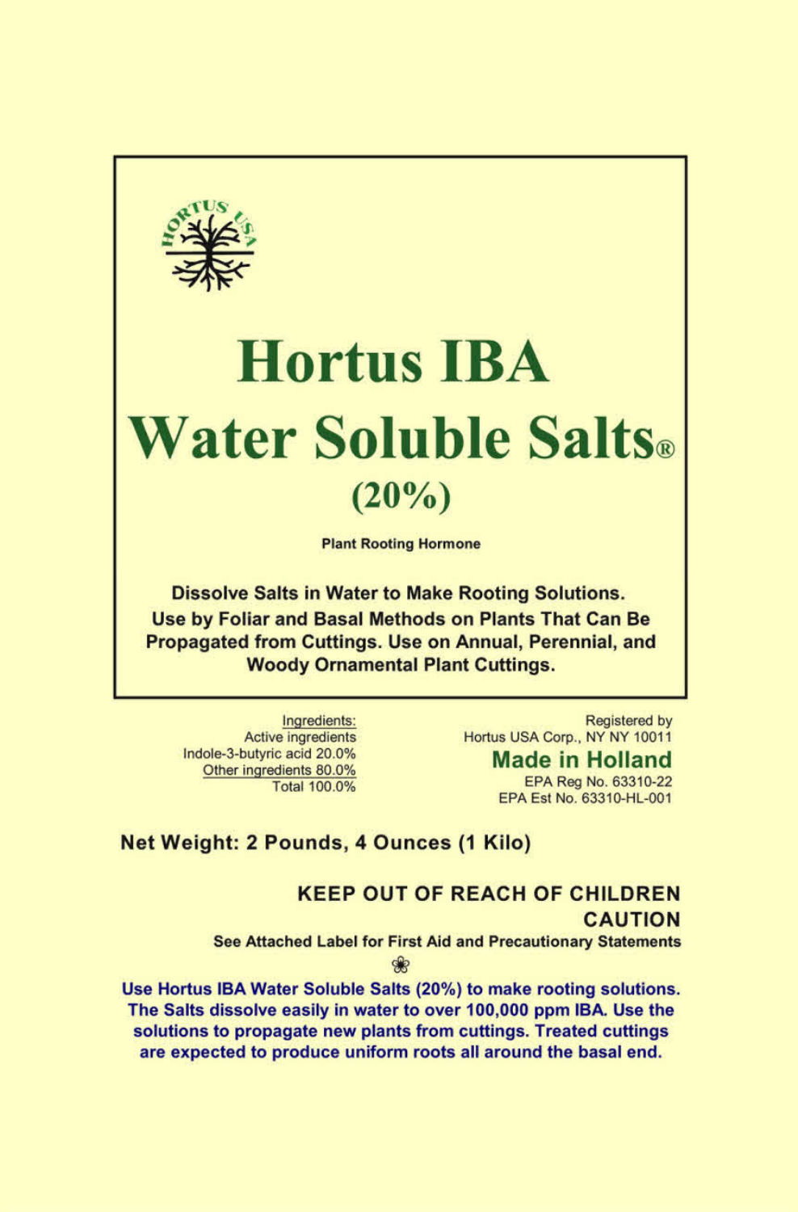HORTUS USA

# Hortus IBA Water Soluble Salts®

## (20%)

**Plant Rooting Hormone**

**Dissolve Salts in Water to Make Rooting Solutions. Use by Foliar and Basal Methods on Plants That Can Be Propagated from Cuttings. Use on Annual, Perennial, and Woody Ornamental Plant Cuttings.**

Ingredients:
Active ingredients
Indole-3-butyric acid 20.0%
Other ingredients 80.0%
Total 100.0%

Registered by
Hortus USA Corp., NY NY 10011
**Made in Holland**
EPA Reg No. 63310-22
EPA Est No. 63310-HL-001

**Net Weight: 2 Pounds, 4 Ounces (1 Kilo)**

**KEEP OUT OF REACH OF CHILDREN**

**CAUTION**

**See Attached Label for First Aid and Precautionary Statements**

❀

**Use Hortus IBA Water Soluble Salts (20%) to make rooting solutions. The Salts dissolve easily in water to over 100,000 ppm IBA. Use the solutions to propagate new plants from cuttings. Treated cuttings are expected to produce uniform roots all around the basal end.**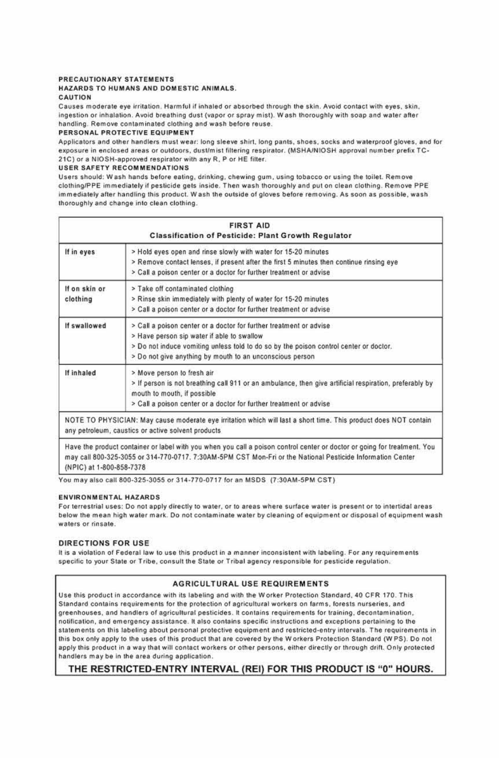## PRECAUTIONARY STATEMENTS

### HAZARDS TO HUMANS AND DOMESTIC ANIMALS.

**CAUTION**

Causes moderate eye irritation. Harmful if inhaled or absorbed through the skin. Avoid contact with eyes, skin, ingestion or inhalation. Avoid breathing dust (vapor or spray mist). Wash thoroughly with soap and water after handling. Remove contaminated clothing and wash before reuse.

**PERSONAL PROTECTIVE EQUIPMENT**

Applicators and other handlers must wear: long sleeve shirt, long pants, shoes, socks and waterproof gloves, and for exposure in enclosed areas or outdoors, dust/mist filtering respirator. (MSHA/NIOSH approval number prefix TC-21C) or a NIOSH-approved respirator with any R, P or HE filter.

**USER SAFETY RECOMMENDATIONS**

Users should: Wash hands before eating, drinking, chewing gum, using tobacco or using the toilet. Remove clothing/PPE immediately if pesticide gets inside. Then wash thoroughly and put on clean clothing. Remove PPE immediately after handling this product. Wash the outside of gloves before removing. As soon as possible, wash thoroughly and change into clean clothing.

| FIRST AID<br>Classification of Pesticide: Plant Growth Regulator | |
|---|---|
| **If in eyes** | > Hold eyes open and rinse slowly with water for 15-20 minutes<br>> Remove contact lenses, if present after the first 5 minutes then continue rinsing eye<br>> Call a poison center or a doctor for further treatment or advise |
| **If on skin or clothing** | > Take off contaminated clothing<br>> Rinse skin immediately with plenty of water for 15-20 minutes<br>> Call a poison center or a doctor for further treatment or advise |
| **If swallowed** | > Call a poison center or a doctor for further treatment or advise<br>> Have person sip water if able to swallow<br>> Do not induce vomiting unless told to do so by the poison control center or doctor.<br>> Do not give anything by mouth to an unconscious person |
| **If inhaled** | > Move person to fresh air<br>> If person is not breathing call 911 or an ambulance, then give artificial respiration, preferably by mouth to mouth, if possible<br>> Call a poison center or a doctor for further treatment or advise |
| NOTE TO PHYSICIAN: May cause moderate eye irritation which will last a short time. This product does NOT contain any petroleum, caustics or active solvent products | |
| Have the product container or label with you when you call a poison control center or doctor or going for treatment. You may call 800-325-3055 or 314-770-0717. 7:30AM-5PM CST Mon-Fri or the National Pesticide Information Center (NPIC) at 1-800-858-7378 | |

You may also call 800-325-3055 or 314-770-0717 for an MSDS (7:30AM-5PM CST)

**ENVIRONMENTAL HAZARDS**

For terrestrial uses: Do not apply directly to water, or to areas where surface water is present or to intertidal areas below the mean high water mark. Do not contaminate water by cleaning of equipment or disposal of equipment wash waters or rinsate.

## DIRECTIONS FOR USE

It is a violation of Federal law to use this product in a manner inconsistent with labeling. For any requirements specific to your State or Tribe, consult the State or Tribal agency responsible for pesticide regulation.

### AGRICULTURAL USE REQUIREMENTS

Use this product in accordance with its labeling and with the Worker Protection Standard, 40 CFR 170. This Standard contains requirements for the protection of agricultural workers on farms, forests nurseries, and greenhouses, and handlers of agricultural pesticides. It contains requirements for training, decontamination, notification, and emergency assistance. It also contains specific instructions and exceptions pertaining to the statements on this labeling about personal protective equipment and restricted-entry intervals. The requirements in this box only apply to the uses of this product that are covered by the Workers Protection Standard (WPS). Do not apply this product in a way that will contact workers or other persons, either directly or through drift. Only protected handlers may be in the area during application.

**THE RESTRICTED-ENTRY INTERVAL (REI) FOR THIS PRODUCT IS "0" HOURS.**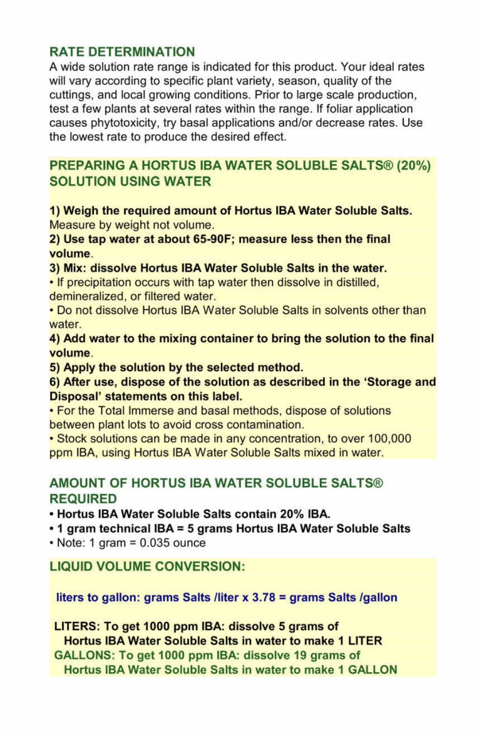## RATE DETERMINATION

A wide solution rate range is indicated for this product. Your ideal rates will vary according to specific plant variety, season, quality of the cuttings, and local growing conditions. Prior to large scale production, test a few plants at several rates within the range. If foliar application causes phytotoxicity, try basal applications and/or decrease rates. Use the lowest rate to produce the desired effect.

## PREPARING A HORTUS IBA WATER SOLUBLE SALTS® (20%) SOLUTION USING WATER

**1) Weigh the required amount of Hortus IBA Water Soluble Salts.**
Measure by weight not volume.

**2) Use tap water at about 65-90F; measure less then the final volume.**

**3) Mix: dissolve Hortus IBA Water Soluble Salts in the water.**

- If precipitation occurs with tap water then dissolve in distilled, demineralized, or filtered water.
- Do not dissolve Hortus IBA Water Soluble Salts in solvents other than water.

**4) Add water to the mixing container to bring the solution to the final volume.**

**5) Apply the solution by the selected method.**

**6) After use, dispose of the solution as described in the 'Storage and Disposal' statements on this label.**

- For the Total Immerse and basal methods, dispose of solutions between plant lots to avoid cross contamination.
- Stock solutions can be made in any concentration, to over 100,000 ppm IBA, using Hortus IBA Water Soluble Salts mixed in water.

## AMOUNT OF HORTUS IBA WATER SOLUBLE SALTS® REQUIRED

- **Hortus IBA Water Soluble Salts contain 20% IBA.**
- **1 gram technical IBA = 5 grams Hortus IBA Water Soluble Salts**
- Note: 1 gram = 0.035 ounce

## LIQUID VOLUME CONVERSION:

**liters to gallon: grams Salts /liter x 3.78 = grams Salts /gallon**

**LITERS: To get 1000 ppm IBA: dissolve 5 grams of Hortus IBA Water Soluble Salts in water to make 1 LITER**

**GALLONS: To get 1000 ppm IBA: dissolve 19 grams of Hortus IBA Water Soluble Salts in water to make 1 GALLON**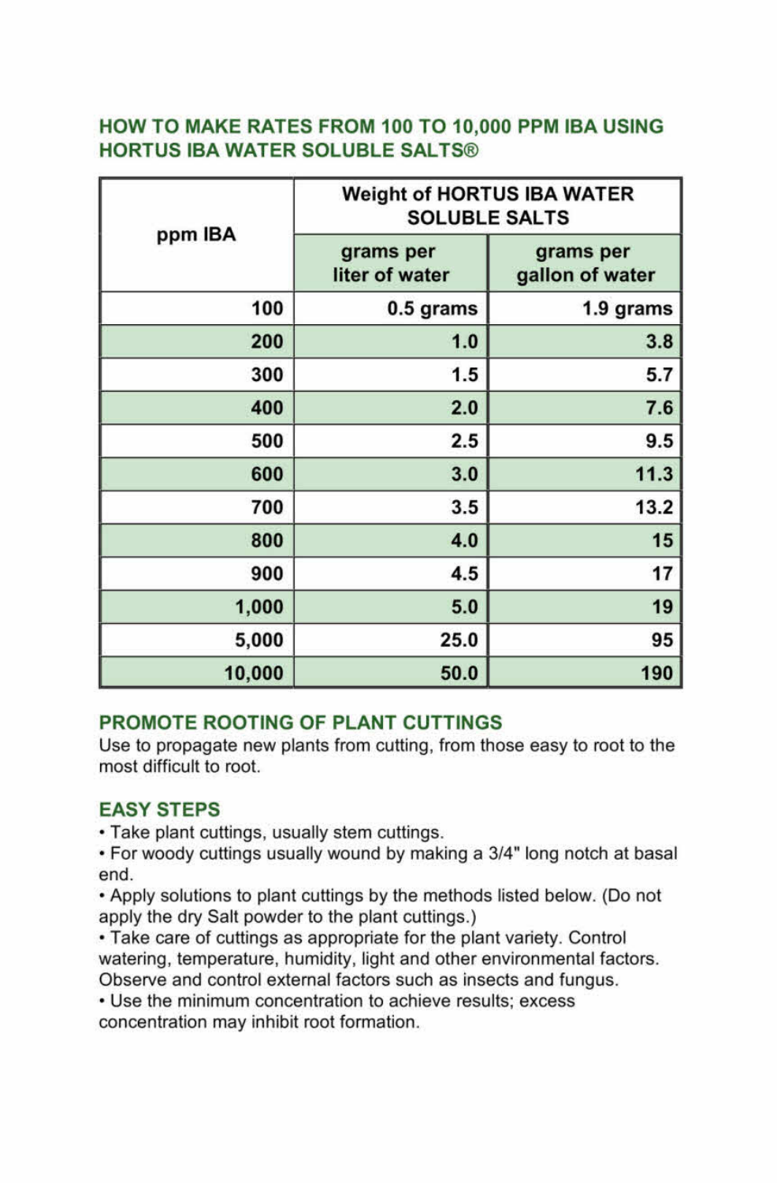## HOW TO MAKE RATES FROM 100 TO 10,000 PPM IBA USING HORTUS IBA WATER SOLUBLE SALTS®

| ppm IBA | Weight of HORTUS IBA WATER SOLUBLE SALTS | |
|---|---|---|
| | grams per liter of water | grams per gallon of water |
| 100 | 0.5 grams | 1.9 grams |
| 200 | 1.0 | 3.8 |
| 300 | 1.5 | 5.7 |
| 400 | 2.0 | 7.6 |
| 500 | 2.5 | 9.5 |
| 600 | 3.0 | 11.3 |
| 700 | 3.5 | 13.2 |
| 800 | 4.0 | 15 |
| 900 | 4.5 | 17 |
| 1,000 | 5.0 | 19 |
| 5,000 | 25.0 | 95 |
| 10,000 | 50.0 | 190 |

## PROMOTE ROOTING OF PLANT CUTTINGS

Use to propagate new plants from cutting, from those easy to root to the most difficult to root.

## EASY STEPS

- Take plant cuttings, usually stem cuttings.
- For woody cuttings usually wound by making a 3/4" long notch at basal end.
- Apply solutions to plant cuttings by the methods listed below. (Do not apply the dry Salt powder to the plant cuttings.)
- Take care of cuttings as appropriate for the plant variety. Control watering, temperature, humidity, light and other environmental factors. Observe and control external factors such as insects and fungus.
- Use the minimum concentration to achieve results; excess concentration may inhibit root formation.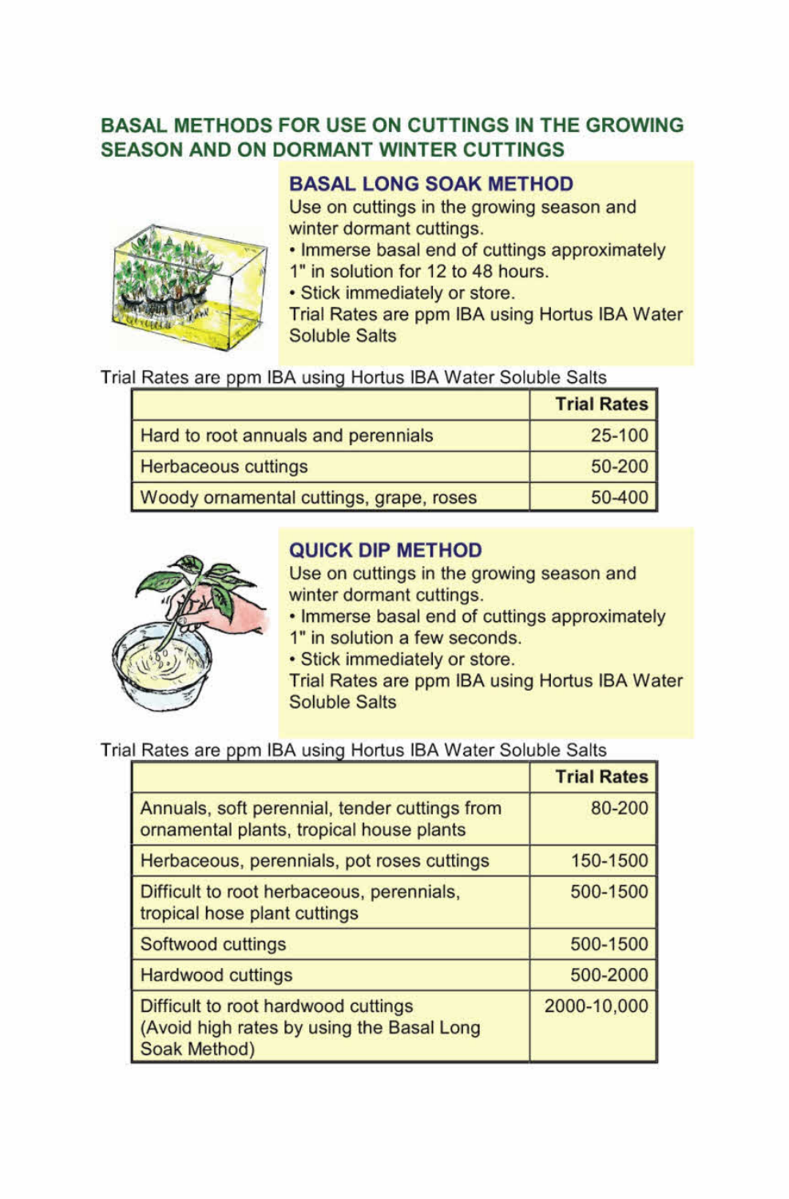## BASAL METHODS FOR USE ON CUTTINGS IN THE GROWING SEASON AND ON DORMANT WINTER CUTTINGS

### BASAL LONG SOAK METHOD

Use on cuttings in the growing season and winter dormant cuttings.

- Immerse basal end of cuttings approximately 1" in solution for 12 to 48 hours.
- Stick immediately or store.

Trial Rates are ppm IBA using Hortus IBA Water Soluble Salts

Trial Rates are ppm IBA using Hortus IBA Water Soluble Salts

| | Trial Rates |
|---|---|
| Hard to root annuals and perennials | 25-100 |
| Herbaceous cuttings | 50-200 |
| Woody ornamental cuttings, grape, roses | 50-400 |

### QUICK DIP METHOD

Use on cuttings in the growing season and winter dormant cuttings.

- Immerse basal end of cuttings approximately 1" in solution a few seconds.
- Stick immediately or store.

Trial Rates are ppm IBA using Hortus IBA Water Soluble Salts

Trial Rates are ppm IBA using Hortus IBA Water Soluble Salts

| | Trial Rates |
|---|---|
| Annuals, soft perennial, tender cuttings from ornamental plants, tropical house plants | 80-200 |
| Herbaceous, perennials, pot roses cuttings | 150-1500 |
| Difficult to root herbaceous, perennials, tropical hose plant cuttings | 500-1500 |
| Softwood cuttings | 500-1500 |
| Hardwood cuttings | 500-2000 |
| Difficult to root hardwood cuttings (Avoid high rates by using the Basal Long Soak Method) | 2000-10,000 |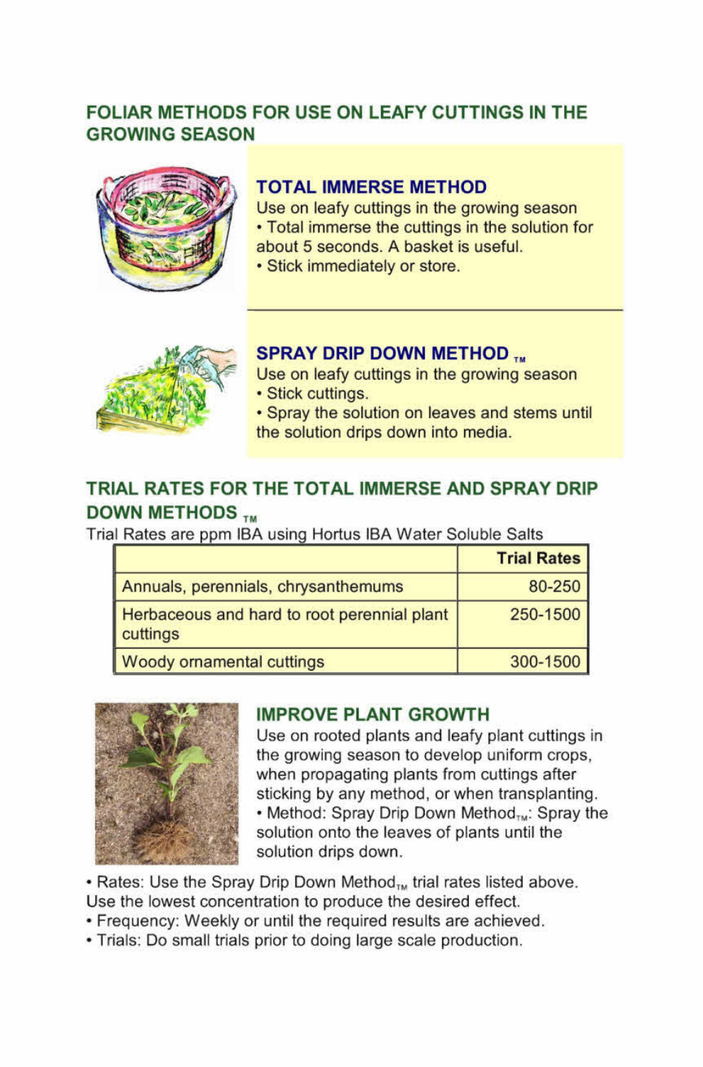## FOLIAR METHODS FOR USE ON LEAFY CUTTINGS IN THE GROWING SEASON

### TOTAL IMMERSE METHOD

Use on leafy cuttings in the growing season

- Total immerse the cuttings in the solution for about 5 seconds. A basket is useful.
- Stick immediately or store.

### SPRAY DRIP DOWN METHOD ™

Use on leafy cuttings in the growing season

- Stick cuttings.
- Spray the solution on leaves and stems until the solution drips down into media.

## TRIAL RATES FOR THE TOTAL IMMERSE AND SPRAY DRIP DOWN METHODS ™

Trial Rates are ppm IBA using Hortus IBA Water Soluble Salts

| | Trial Rates |
|---|---|
| Annuals, perennials, chrysanthemums | 80-250 |
| Herbaceous and hard to root perennial plant cuttings | 250-1500 |
| Woody ornamental cuttings | 300-1500 |

### IMPROVE PLANT GROWTH

Use on rooted plants and leafy plant cuttings in the growing season to develop uniform crops, when propagating plants from cuttings after sticking by any method, or when transplanting.

- Method: Spray Drip Down Method™: Spray the solution onto the leaves of plants until the solution drips down.
- Rates: Use the Spray Drip Down Method™ trial rates listed above. Use the lowest concentration to produce the desired effect.
- Frequency: Weekly or until the required results are achieved.
- Trials: Do small trials prior to doing large scale production.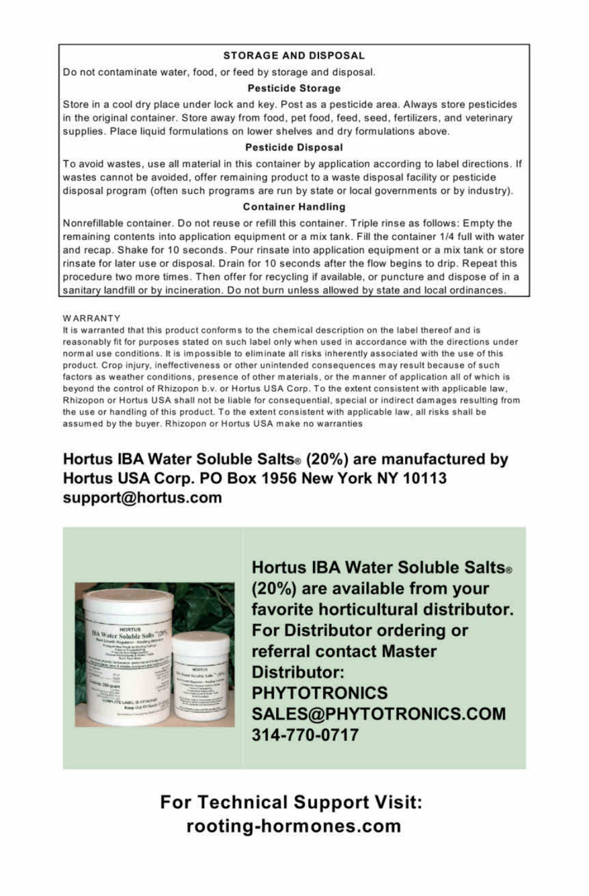## STORAGE AND DISPOSAL

Do not contaminate water, food, or feed by storage and disposal.

### Pesticide Storage

Store in a cool dry place under lock and key. Post as a pesticide area. Always store pesticides in the original container. Store away from food, pet food, feed, seed, fertilizers, and veterinary supplies. Place liquid formulations on lower shelves and dry formulations above.

### Pesticide Disposal

To avoid wastes, use all material in this container by application according to label directions. If wastes cannot be avoided, offer remaining product to a waste disposal facility or pesticide disposal program (often such programs are run by state or local governments or by industry).

### Container Handling

Nonrefillable container. Do not reuse or refill this container. Triple rinse as follows: Empty the remaining contents into application equipment or a mix tank. Fill the container 1/4 full with water and recap. Shake for 10 seconds. Pour rinsate into application equipment or a mix tank or store rinsate for later use or disposal. Drain for 10 seconds after the flow begins to drip. Repeat this procedure two more times. Then offer for recycling if available, or puncture and dispose of in a sanitary landfill or by incineration. Do not burn unless allowed by state and local ordinances.

WARRANTY

It is warranted that this product conforms to the chemical description on the label thereof and is reasonably fit for purposes stated on such label only when used in accordance with the directions under normal use conditions. It is impossible to eliminate all risks inherently associated with the use of this product. Crop injury, ineffectiveness or other unintended consequences may result because of such factors as weather conditions, presence of other materials, or the manner of application all of which is beyond the control of Rhizopon b.v. or Hortus USA Corp. To the extent consistent with applicable law, Rhizopon or Hortus USA shall not be liable for consequential, special or indirect damages resulting from the use or handling of this product. To the extent consistent with applicable law, all risks shall be assumed by the buyer. Rhizopon or Hortus USA make no warranties

**Hortus IBA Water Soluble Salts® (20%) are manufactured by Hortus USA Corp. PO Box 1956 New York NY 10113 support@hortus.com**

**Hortus IBA Water Soluble Salts® (20%) are available from your favorite horticultural distributor. For Distributor ordering or referral contact Master Distributor: PHYTOTRONICS SALES@PHYTOTRONICS.COM 314-770-0717**

**For Technical Support Visit: rooting-hormones.com**